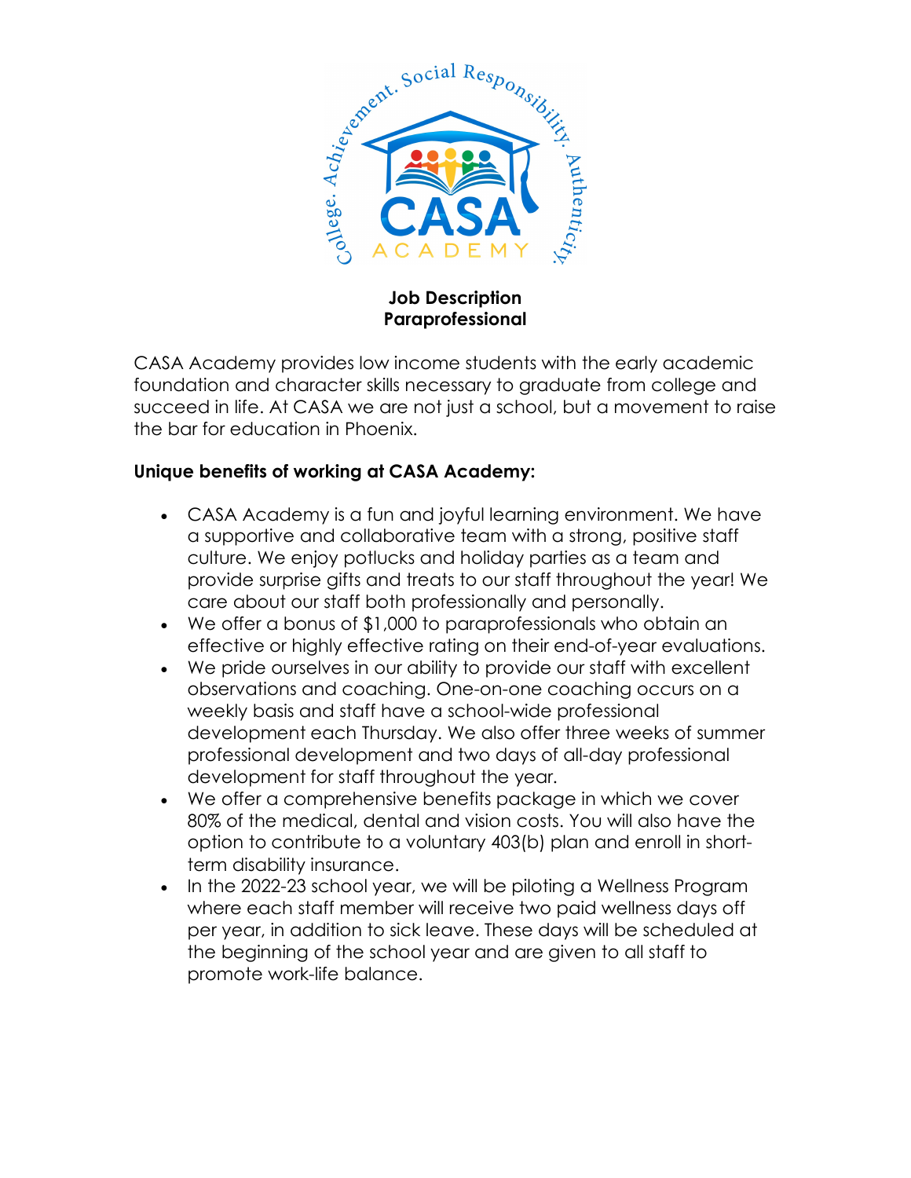**Job Description**
**Paraprofessional**

CASA Academy provides low income students with the early academic foundation and character skills necessary to graduate from college and succeed in life. At CASA we are not just a school, but a movement to raise the bar for education in Phoenix.

**Unique benefits of working at CASA Academy:**

- CASA Academy is a fun and joyful learning environment. We have a supportive and collaborative team with a strong, positive staff culture. We enjoy potlucks and holiday parties as a team and provide surprise gifts and treats to our staff throughout the year! We care about our staff both professionally and personally.
- We offer a bonus of $1,000 to paraprofessionals who obtain an effective or highly effective rating on their end-of-year evaluations.
- We pride ourselves in our ability to provide our staff with excellent observations and coaching. One-on-one coaching occurs on a weekly basis and staff have a school-wide professional development each Thursday. We also offer three weeks of summer professional development and two days of all-day professional development for staff throughout the year.
- We offer a comprehensive benefits package in which we cover 80% of the medical, dental and vision costs. You will also have the option to contribute to a voluntary 403(b) plan and enroll in short-term disability insurance.
- In the 2022-23 school year, we will be piloting a Wellness Program where each staff member will receive two paid wellness days off per year, in addition to sick leave. These days will be scheduled at the beginning of the school year and are given to all staff to promote work-life balance.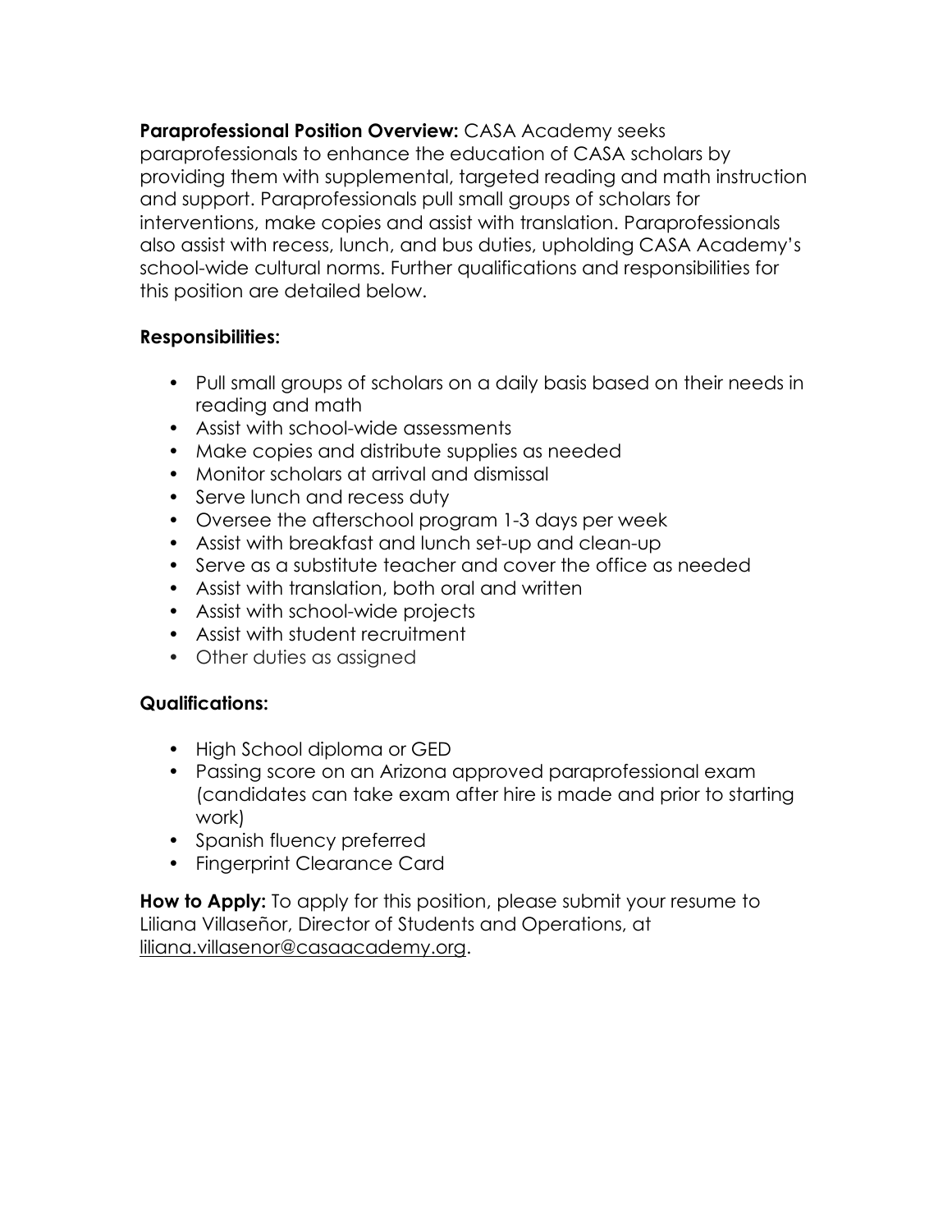**Paraprofessional Position Overview:** CASA Academy seeks paraprofessionals to enhance the education of CASA scholars by providing them with supplemental, targeted reading and math instruction and support. Paraprofessionals pull small groups of scholars for interventions, make copies and assist with translation. Paraprofessionals also assist with recess, lunch, and bus duties, upholding CASA Academy's school-wide cultural norms. Further qualifications and responsibilities for this position are detailed below.

**Responsibilities:**

- Pull small groups of scholars on a daily basis based on their needs in reading and math
- Assist with school-wide assessments
- Make copies and distribute supplies as needed
- Monitor scholars at arrival and dismissal
- Serve lunch and recess duty
- Oversee the afterschool program 1-3 days per week
- Assist with breakfast and lunch set-up and clean-up
- Serve as a substitute teacher and cover the office as needed
- Assist with translation, both oral and written
- Assist with school-wide projects
- Assist with student recruitment
- Other duties as assigned

**Qualifications:**

- High School diploma or GED
- Passing score on an Arizona approved paraprofessional exam (candidates can take exam after hire is made and prior to starting work)
- Spanish fluency preferred
- Fingerprint Clearance Card

**How to Apply:** To apply for this position, please submit your resume to Liliana Villaseñor, Director of Students and Operations, at liliana.villasenor@casaacademy.org.